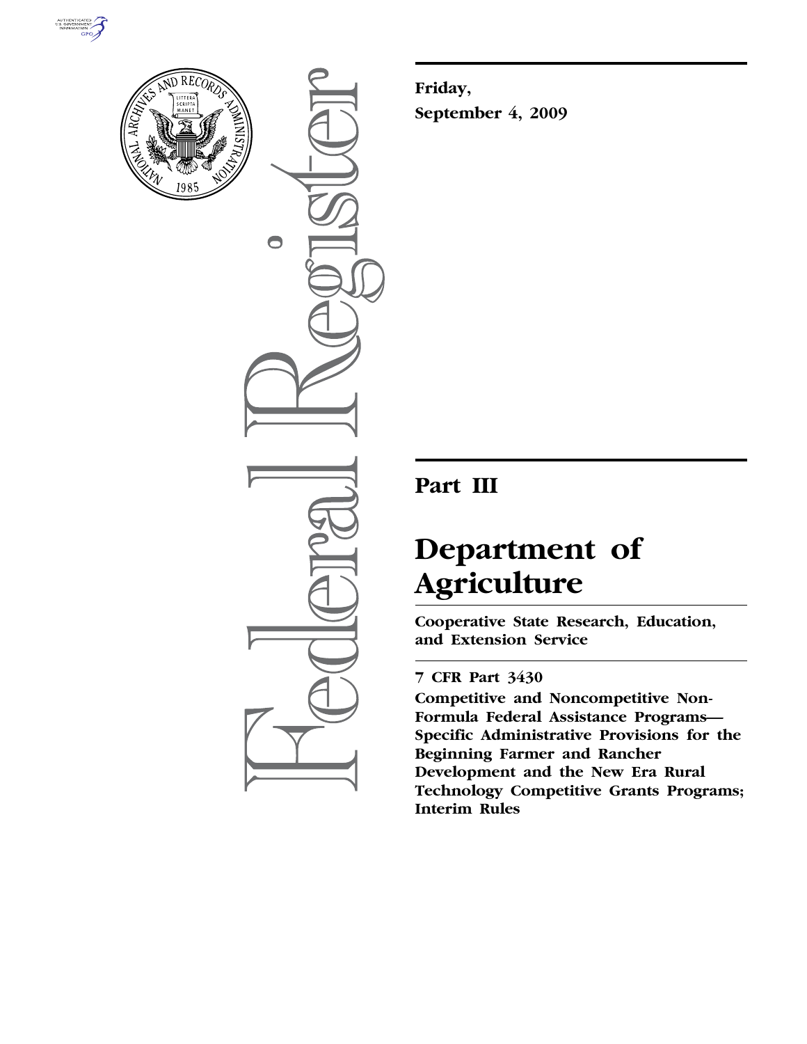**Friday,**

**September 4, 2009**

# Part III

# Department of Agriculture

**Cooperative State Research, Education, and Extension Service**

**7 CFR Part 3430**

**Competitive and Noncompetitive Non-Formula Federal Assistance Programs—Specific Administrative Provisions for the Beginning Farmer and Rancher Development and the New Era Rural Technology Competitive Grants Programs; Interim Rules**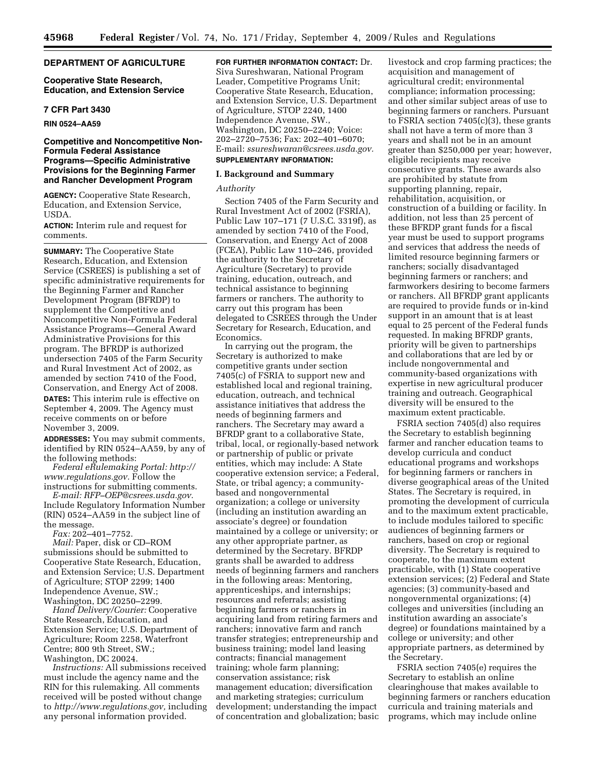## DEPARTMENT OF AGRICULTURE

### Cooperative State Research, Education, and Extension Service

### 7 CFR Part 3430

**RIN 0524–AA59**

### Competitive and Noncompetitive Non-Formula Federal Assistance Programs—Specific Administrative Provisions for the Beginning Farmer and Rancher Development Program

**AGENCY:** Cooperative State Research, Education, and Extension Service, USDA.

**ACTION:** Interim rule and request for comments.

**SUMMARY:** The Cooperative State Research, Education, and Extension Service (CSREES) is publishing a set of specific administrative requirements for the Beginning Farmer and Rancher Development Program (BFRDP) to supplement the Competitive and Noncompetitive Non-Formula Federal Assistance Programs—General Award Administrative Provisions for this program. The BFRDP is authorized undersection 7405 of the Farm Security and Rural Investment Act of 2002, as amended by section 7410 of the Food, Conservation, and Energy Act of 2008.

**DATES:** This interim rule is effective on September 4, 2009. The Agency must receive comments on or before November 3, 2009.

**ADDRESSES:** You may submit comments, identified by RIN 0524–AA59, by any of the following methods:

*Federal eRulemaking Portal: http://www.regulations.gov.* Follow the instructions for submitting comments.

*E-mail: RFP–OEP@csrees.usda.gov.* Include Regulatory Information Number (RIN) 0524–AA59 in the subject line of the message.

*Fax:* 202–401–7752.

*Mail:* Paper, disk or CD–ROM submissions should be submitted to Cooperative State Research, Education, and Extension Service; U.S. Department of Agriculture; STOP 2299; 1400 Independence Avenue, SW.; Washington, DC 20250–2299.

*Hand Delivery/Courier:* Cooperative State Research, Education, and Extension Service; U.S. Department of Agriculture; Room 2258, Waterfront Centre; 800 9th Street, SW.; Washington, DC 20024.

*Instructions:* All submissions received must include the agency name and the RIN for this rulemaking. All comments received will be posted without change to *http://www.regulations.gov,* including any personal information provided.

**FOR FURTHER INFORMATION CONTACT:** Dr. Siva Sureshwaran, National Program Leader, Competitive Programs Unit; Cooperative State Research, Education, and Extension Service, U.S. Department of Agriculture, STOP 2240, 1400 Independence Avenue, SW., Washington, DC 20250–2240; Voice: 202–2720–7536; Fax: 202–401–6070; E-mail: *ssureshwaran@csrees.usda.gov.*

**SUPPLEMENTARY INFORMATION:**

## I. Background and Summary

*Authority*

Section 7405 of the Farm Security and Rural Investment Act of 2002 (FSRIA), Public Law 107–171 (7 U.S.C. 3319f), as amended by section 7410 of the Food, Conservation, and Energy Act of 2008 (FCEA), Public Law 110–246, provided the authority to the Secretary of Agriculture (Secretary) to provide training, education, outreach, and technical assistance to beginning farmers or ranchers. The authority to carry out this program has been delegated to CSREES through the Under Secretary for Research, Education, and Economics.

In carrying out the program, the Secretary is authorized to make competitive grants under section 7405(c) of FSRIA to support new and established local and regional training, education, outreach, and technical assistance initiatives that address the needs of beginning farmers and ranchers. The Secretary may award a BFRDP grant to a collaborative State, tribal, local, or regionally-based network or partnership of public or private entities, which may include: A State cooperative extension service; a Federal, State, or tribal agency; a community-based and nongovernmental organization; a college or university (including an institution awarding an associate's degree) or foundation maintained by a college or university; or any other appropriate partner, as determined by the Secretary. BFRDP grants shall be awarded to address needs of beginning farmers and ranchers in the following areas: Mentoring, apprenticeships, and internships; resources and referrals; assisting beginning farmers or ranchers in acquiring land from retiring farmers and ranchers; innovative farm and ranch transfer strategies; entrepreneurship and business training; model land leasing contracts; financial management training; whole farm planning; conservation assistance; risk management education; diversification and marketing strategies; curriculum development; understanding the impact of concentration and globalization; basic livestock and crop farming practices; the acquisition and management of agricultural credit; environmental compliance; information processing; and other similar subject areas of use to beginning farmers or ranchers. Pursuant to FSRIA section 7405(c)(3), these grants shall not have a term of more than 3 years and shall not be in an amount greater than $250,000 per year; however, eligible recipients may receive consecutive grants. These awards also are prohibited by statute from supporting planning, repair, rehabilitation, acquisition, or construction of a building or facility. In addition, not less than 25 percent of these BFRDP grant funds for a fiscal year must be used to support programs and services that address the needs of limited resource beginning farmers or ranchers; socially disadvantaged beginning farmers or ranchers; and farmworkers desiring to become farmers or ranchers. All BFRDP grant applicants are required to provide funds or in-kind support in an amount that is at least equal to 25 percent of the Federal funds requested. In making BFRDP grants, priority will be given to partnerships and collaborations that are led by or include nongovernmental and community-based organizations with expertise in new agricultural producer training and outreach. Geographical diversity will be ensured to the maximum extent practicable.

FSRIA section 7405(d) also requires the Secretary to establish beginning farmer and rancher education teams to develop curricula and conduct educational programs and workshops for beginning farmers or ranchers in diverse geographical areas of the United States. The Secretary is required, in promoting the development of curricula and to the maximum extent practicable, to include modules tailored to specific audiences of beginning farmers or ranchers, based on crop or regional diversity. The Secretary is required to cooperate, to the maximum extent practicable, with (1) State cooperative extension services; (2) Federal and State agencies; (3) community-based and nongovernmental organizations; (4) colleges and universities (including an institution awarding an associate's degree) or foundations maintained by a college or university; and other appropriate partners, as determined by the Secretary.

FSRIA section 7405(e) requires the Secretary to establish an online clearinghouse that makes available to beginning farmers or ranchers education curricula and training materials and programs, which may include online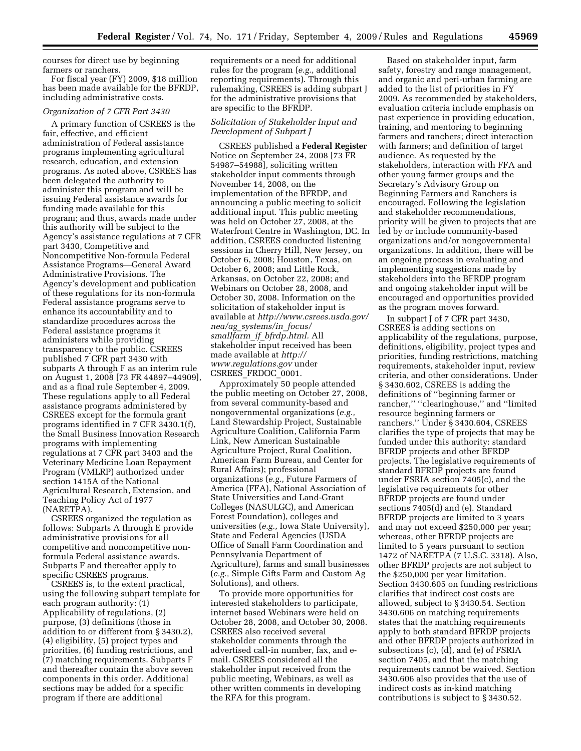courses for direct use by beginning farmers or ranchers.

For fiscal year (FY) 2009, $18 million has been made available for the BFRDP, including administrative costs.

*Organization of 7 CFR Part 3430*

A primary function of CSREES is the fair, effective, and efficient administration of Federal assistance programs implementing agricultural research, education, and extension programs. As noted above, CSREES has been delegated the authority to administer this program and will be issuing Federal assistance awards for funding made available for this program; and thus, awards made under this authority will be subject to the Agency's assistance regulations at 7 CFR part 3430, Competitive and Noncompetitive Non-formula Federal Assistance Programs—General Award Administrative Provisions. The Agency's development and publication of these regulations for its non-formula Federal assistance programs serve to enhance its accountability and to standardize procedures across the Federal assistance programs it administers while providing transparency to the public. CSREES published 7 CFR part 3430 with subparts A through F as an interim rule on August 1, 2008 [73 FR 44897–44909], and as a final rule September 4, 2009. These regulations apply to all Federal assistance programs administered by CSREES except for the formula grant programs identified in 7 CFR 3430.1(f), the Small Business Innovation Research programs with implementing regulations at 7 CFR part 3403 and the Veterinary Medicine Loan Repayment Program (VMLRP) authorized under section 1415A of the National Agricultural Research, Extension, and Teaching Policy Act of 1977 (NARETPA).

CSREES organized the regulation as follows: Subparts A through E provide administrative provisions for all competitive and noncompetitive non-formula Federal assistance awards. Subparts F and thereafter apply to specific CSREES programs.

CSREES is, to the extent practical, using the following subpart template for each program authority: (1) Applicability of regulations, (2) purpose, (3) definitions (those in addition to or different from § 3430.2), (4) eligibility, (5) project types and priorities, (6) funding restrictions, and (7) matching requirements. Subparts F and thereafter contain the above seven components in this order. Additional sections may be added for a specific program if there are additional requirements or a need for additional rules for the program (*e.g.,* additional reporting requirements). Through this rulemaking, CSREES is adding subpart J for the administrative provisions that are specific to the BFRDP.

*Solicitation of Stakeholder Input and Development of Subpart J*

CSREES published a **Federal Register** Notice on September 24, 2008 [73 FR 54987–54988], soliciting written stakeholder input comments through November 14, 2008, on the implementation of the BFRDP, and announcing a public meeting to solicit additional input. This public meeting was held on October 27, 2008, at the Waterfront Centre in Washington, DC. In addition, CSREES conducted listening sessions in Cherry Hill, New Jersey, on October 6, 2008; Houston, Texas, on October 6, 2008; and Little Rock, Arkansas, on October 22, 2008; and Webinars on October 28, 2008, and October 30, 2008. Information on the solicitation of stakeholder input is available at *http://www.csrees.usda.gov/nea/ag_systems/in_focus/smallfarm_if_bfrdp.html.* All stakeholder input received has been made available at *http://www.regulations.gov* under CSREES_FRDOC_0001.

Approximately 50 people attended the public meeting on October 27, 2008, from several community-based and nongovernmental organizations (*e.g.,* Land Stewardship Project, Sustainable Agriculture Coalition, California Farm Link, New American Sustainable Agriculture Project, Rural Coalition, American Farm Bureau, and Center for Rural Affairs); professional organizations (*e.g.,* Future Farmers of America (FFA), National Association of State Universities and Land-Grant Colleges (NASULGC), and American Forest Foundation), colleges and universities (*e.g.,* Iowa State University), State and Federal Agencies (USDA Office of Small Farm Coordination and Pennsylvania Department of Agriculture), farms and small businesses (*e.g.,* Simple Gifts Farm and Custom Ag Solutions), and others.

To provide more opportunities for interested stakeholders to participate, internet based Webinars were held on October 28, 2008, and October 30, 2008. CSREES also received several stakeholder comments through the advertised call-in number, fax, and e-mail. CSREES considered all the stakeholder input received from the public meeting, Webinars, as well as other written comments in developing the RFA for this program.

Based on stakeholder input, farm safety, forestry and range management, and organic and peri-urban farming are added to the list of priorities in FY 2009. As recommended by stakeholders, evaluation criteria include emphasis on past experience in providing education, training, and mentoring to beginning farmers and ranchers; direct interaction with farmers; and definition of target audience. As requested by the stakeholders, interaction with FFA and other young farmer groups and the Secretary's Advisory Group on Beginning Farmers and Ranchers is encouraged. Following the legislation and stakeholder recommendations, priority will be given to projects that are led by or include community-based organizations and/or nongovernmental organizations. In addition, there will be an ongoing process in evaluating and implementing suggestions made by stakeholders into the BFRDP program and ongoing stakeholder input will be encouraged and opportunities provided as the program moves forward.

In subpart J of 7 CFR part 3430, CSREES is adding sections on applicability of the regulations, purpose, definitions, eligibility, project types and priorities, funding restrictions, matching requirements, stakeholder input, review criteria, and other considerations. Under § 3430.602, CSREES is adding the definitions of ''beginning farmer or rancher,'' ''clearinghouse,'' and ''limited resource beginning farmers or ranchers.'' Under § 3430.604, CSREES clarifies the type of projects that may be funded under this authority: standard BFRDP projects and other BFRDP projects. The legislative requirements of standard BFRDP projects are found under FSRIA section 7405(c), and the legislative requirements for other BFRDP projects are found under sections 7405(d) and (e). Standard BFRDP projects are limited to 3 years and may not exceed $250,000 per year; whereas, other BFRDP projects are limited to 5 years pursuant to section 1472 of NARETPA (7 U.S.C. 3318). Also, other BFRDP projects are not subject to the $250,000 per year limitation. Section 3430.605 on funding restrictions clarifies that indirect cost costs are allowed, subject to § 3430.54. Section 3430.606 on matching requirements states that the matching requirements apply to both standard BFRDP projects and other BFRDP projects authorized in subsections (c), (d), and (e) of FSRIA section 7405, and that the matching requirements cannot be waived. Section 3430.606 also provides that the use of indirect costs as in-kind matching contributions is subject to § 3430.52.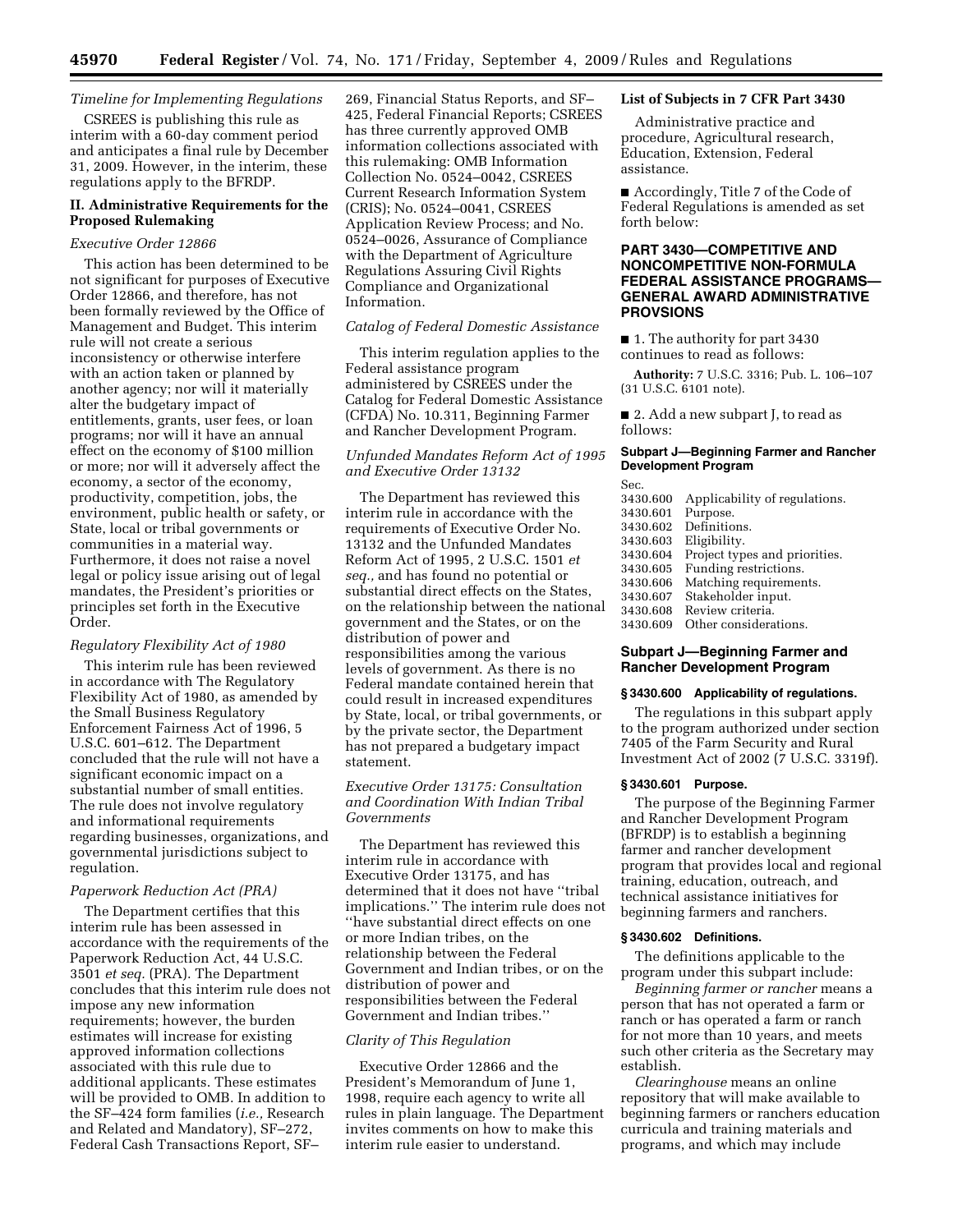*Timeline for Implementing Regulations*

CSREES is publishing this rule as interim with a 60-day comment period and anticipates a final rule by December 31, 2009. However, in the interim, these regulations apply to the BFRDP.

## II. Administrative Requirements for the Proposed Rulemaking

*Executive Order 12866*

This action has been determined to be not significant for purposes of Executive Order 12866, and therefore, has not been formally reviewed by the Office of Management and Budget. This interim rule will not create a serious inconsistency or otherwise interfere with an action taken or planned by another agency; nor will it materially alter the budgetary impact of entitlements, grants, user fees, or loan programs; nor will it have an annual effect on the economy of $100 million or more; nor will it adversely affect the economy, a sector of the economy, productivity, competition, jobs, the environment, public health or safety, or State, local or tribal governments or communities in a material way. Furthermore, it does not raise a novel legal or policy issue arising out of legal mandates, the President's priorities or principles set forth in the Executive Order.

*Regulatory Flexibility Act of 1980*

This interim rule has been reviewed in accordance with The Regulatory Flexibility Act of 1980, as amended by the Small Business Regulatory Enforcement Fairness Act of 1996, 5 U.S.C. 601–612. The Department concluded that the rule will not have a significant economic impact on a substantial number of small entities. The rule does not involve regulatory and informational requirements regarding businesses, organizations, and governmental jurisdictions subject to regulation.

*Paperwork Reduction Act (PRA)*

The Department certifies that this interim rule has been assessed in accordance with the requirements of the Paperwork Reduction Act, 44 U.S.C. 3501 *et seq.* (PRA). The Department concludes that this interim rule does not impose any new information requirements; however, the burden estimates will increase for existing approved information collections associated with this rule due to additional applicants. These estimates will be provided to OMB. In addition to the SF–424 form families (*i.e.,* Research and Related and Mandatory), SF–272, Federal Cash Transactions Report, SF–269, Financial Status Reports, and SF–425, Federal Financial Reports; CSREES has three currently approved OMB information collections associated with this rulemaking: OMB Information Collection No. 0524–0042, CSREES Current Research Information System (CRIS); No. 0524–0041, CSREES Application Review Process; and No. 0524–0026, Assurance of Compliance with the Department of Agriculture Regulations Assuring Civil Rights Compliance and Organizational Information.

*Catalog of Federal Domestic Assistance*

This interim regulation applies to the Federal assistance program administered by CSREES under the Catalog for Federal Domestic Assistance (CFDA) No. 10.311, Beginning Farmer and Rancher Development Program.

*Unfunded Mandates Reform Act of 1995 and Executive Order 13132*

The Department has reviewed this interim rule in accordance with the requirements of Executive Order No. 13132 and the Unfunded Mandates Reform Act of 1995, 2 U.S.C. 1501 *et seq.,* and has found no potential or substantial direct effects on the States, on the relationship between the national government and the States, or on the distribution of power and responsibilities among the various levels of government. As there is no Federal mandate contained herein that could result in increased expenditures by State, local, or tribal governments, or by the private sector, the Department has not prepared a budgetary impact statement.

*Executive Order 13175: Consultation and Coordination With Indian Tribal Governments*

The Department has reviewed this interim rule in accordance with Executive Order 13175, and has determined that it does not have "tribal implications." The interim rule does not "have substantial direct effects on one or more Indian tribes, on the relationship between the Federal Government and Indian tribes, or on the distribution of power and responsibilities between the Federal Government and Indian tribes."

*Clarity of This Regulation*

Executive Order 12866 and the President's Memorandum of June 1, 1998, require each agency to write all rules in plain language. The Department invites comments on how to make this interim rule easier to understand.

**List of Subjects in 7 CFR Part 3430**

Administrative practice and procedure, Agricultural research, Education, Extension, Federal assistance.

■ Accordingly, Title 7 of the Code of Federal Regulations is amended as set forth below:

## PART 3430—COMPETITIVE AND NONCOMPETITIVE NON-FORMULA FEDERAL ASSISTANCE PROGRAMS—GENERAL AWARD ADMINISTRATIVE PROVSIONS

■ 1. The authority for part 3430 continues to read as follows:

**Authority:** 7 U.S.C. 3316; Pub. L. 106–107 (31 U.S.C. 6101 note).

■ 2. Add a new subpart J, to read as follows:

**Subpart J—Beginning Farmer and Rancher Development Program**

Sec.
3430.600 Applicability of regulations.
3430.601 Purpose.
3430.602 Definitions.
3430.603 Eligibility.
3430.604 Project types and priorities.
3430.605 Funding restrictions.
3430.606 Matching requirements.
3430.607 Stakeholder input.
3430.608 Review criteria.
3430.609 Other considerations.

### Subpart J—Beginning Farmer and Rancher Development Program

**§ 3430.600 Applicability of regulations.**

The regulations in this subpart apply to the program authorized under section 7405 of the Farm Security and Rural Investment Act of 2002 (7 U.S.C. 3319f).

**§ 3430.601 Purpose.**

The purpose of the Beginning Farmer and Rancher Development Program (BFRDP) is to establish a beginning farmer and rancher development program that provides local and regional training, education, outreach, and technical assistance initiatives for beginning farmers and ranchers.

**§ 3430.602 Definitions.**

The definitions applicable to the program under this subpart include:

*Beginning farmer or rancher* means a person that has not operated a farm or ranch or has operated a farm or ranch for not more than 10 years, and meets such other criteria as the Secretary may establish.

*Clearinghouse* means an online repository that will make available to beginning farmers or ranchers education curricula and training materials and programs, and which may include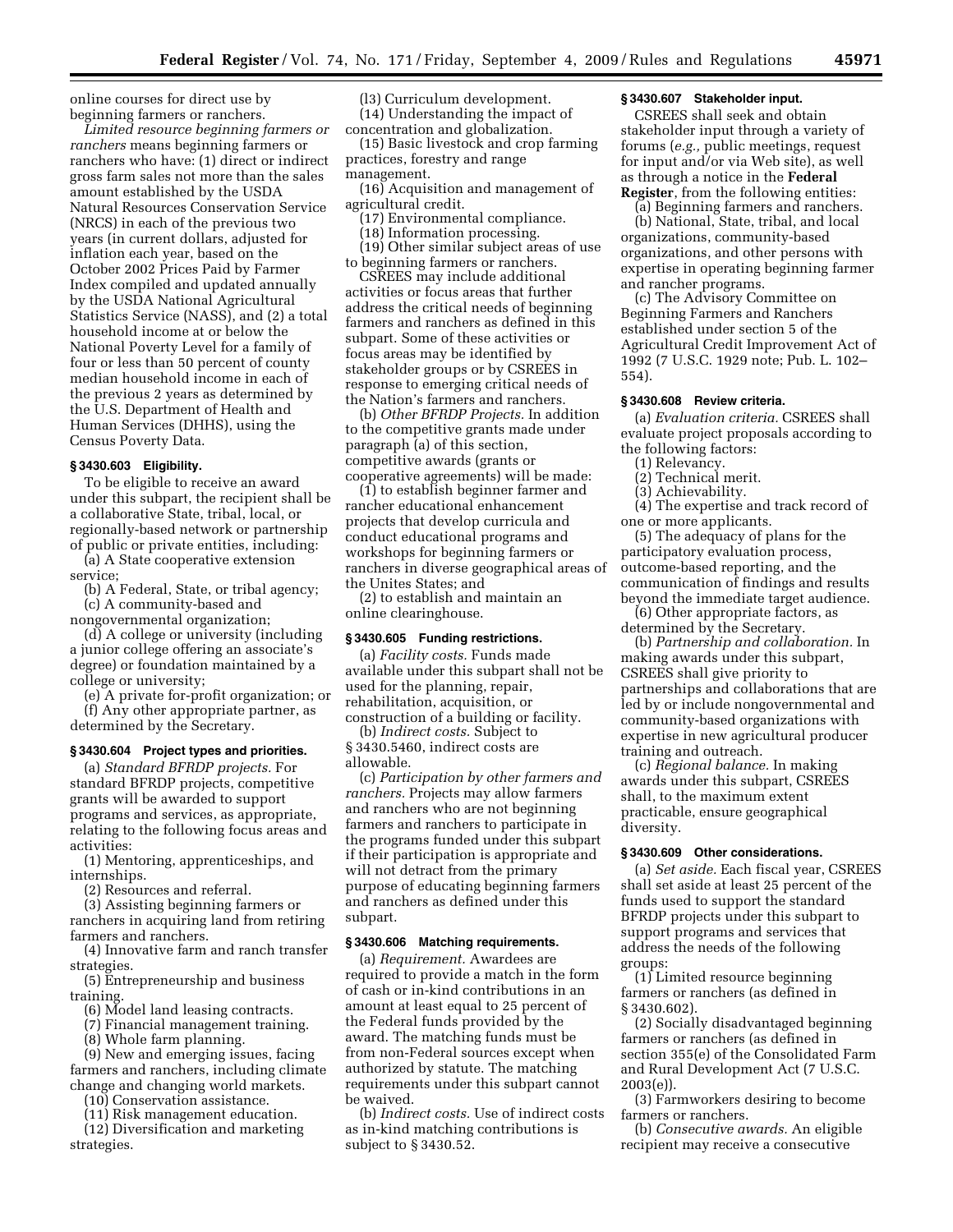online courses for direct use by beginning farmers or ranchers.

*Limited resource beginning farmers or ranchers* means beginning farmers or ranchers who have: (1) direct or indirect gross farm sales not more than the sales amount established by the USDA Natural Resources Conservation Service (NRCS) in each of the previous two years (in current dollars, adjusted for inflation each year, based on the October 2002 Prices Paid by Farmer Index compiled and updated annually by the USDA National Agricultural Statistics Service (NASS), and (2) a total household income at or below the National Poverty Level for a family of four or less than 50 percent of county median household income in each of the previous 2 years as determined by the U.S. Department of Health and Human Services (DHHS), using the Census Poverty Data.

### § 3430.603 Eligibility.

To be eligible to receive an award under this subpart, the recipient shall be a collaborative State, tribal, local, or regionally-based network or partnership of public or private entities, including:

(a) A State cooperative extension service;

(b) A Federal, State, or tribal agency;

(c) A community-based and nongovernmental organization;

(d) A college or university (including a junior college offering an associate's degree) or foundation maintained by a college or university;

(e) A private for-profit organization; or

(f) Any other appropriate partner, as determined by the Secretary.

### § 3430.604 Project types and priorities.

(a) *Standard BFRDP projects.* For standard BFRDP projects, competitive grants will be awarded to support programs and services, as appropriate, relating to the following focus areas and activities:

(1) Mentoring, apprenticeships, and internships.

(2) Resources and referral.

(3) Assisting beginning farmers or ranchers in acquiring land from retiring farmers and ranchers.

(4) Innovative farm and ranch transfer strategies.

(5) Entrepreneurship and business training.

(6) Model land leasing contracts.

(7) Financial management training.

(8) Whole farm planning.

(9) New and emerging issues, facing farmers and ranchers, including climate change and changing world markets.

(10) Conservation assistance.

(11) Risk management education.

(12) Diversification and marketing strategies.

(l3) Curriculum development.

(14) Understanding the impact of concentration and globalization.

(15) Basic livestock and crop farming practices, forestry and range management.

(16) Acquisition and management of agricultural credit.

(17) Environmental compliance.

(18) Information processing.

(19) Other similar subject areas of use to beginning farmers or ranchers.

CSREES may include additional activities or focus areas that further address the critical needs of beginning farmers and ranchers as defined in this subpart. Some of these activities or focus areas may be identified by stakeholder groups or by CSREES in response to emerging critical needs of the Nation's farmers and ranchers.

(b) *Other BFRDP Projects.* In addition to the competitive grants made under paragraph (a) of this section, competitive awards (grants or cooperative agreements) will be made:

(1) to establish beginner farmer and rancher educational enhancement projects that develop curricula and conduct educational programs and workshops for beginning farmers or ranchers in diverse geographical areas of the Unites States; and

(2) to establish and maintain an online clearinghouse.

### § 3430.605 Funding restrictions.

(a) *Facility costs.* Funds made available under this subpart shall not be used for the planning, repair, rehabilitation, acquisition, or construction of a building or facility.

(b) *Indirect costs.* Subject to § 3430.5460, indirect costs are allowable.

(c) *Participation by other farmers and ranchers.* Projects may allow farmers and ranchers who are not beginning farmers and ranchers to participate in the programs funded under this subpart if their participation is appropriate and will not detract from the primary purpose of educating beginning farmers and ranchers as defined under this subpart.

### § 3430.606 Matching requirements.

(a) *Requirement.* Awardees are required to provide a match in the form of cash or in-kind contributions in an amount at least equal to 25 percent of the Federal funds provided by the award. The matching funds must be from non-Federal sources except when authorized by statute. The matching requirements under this subpart cannot be waived.

(b) *Indirect costs.* Use of indirect costs as in-kind matching contributions is subject to § 3430.52.

### § 3430.607 Stakeholder input.

CSREES shall seek and obtain stakeholder input through a variety of forums (*e.g.,* public meetings, request for input and/or via Web site), as well as through a notice in the **Federal Register**, from the following entities:

(a) Beginning farmers and ranchers.

(b) National, State, tribal, and local organizations, community-based organizations, and other persons with expertise in operating beginning farmer and rancher programs.

(c) The Advisory Committee on Beginning Farmers and Ranchers established under section 5 of the Agricultural Credit Improvement Act of 1992 (7 U.S.C. 1929 note; Pub. L. 102–554).

### § 3430.608 Review criteria.

(a) *Evaluation criteria.* CSREES shall evaluate project proposals according to the following factors:

(1) Relevancy.

(2) Technical merit.

(3) Achievability.

(4) The expertise and track record of one or more applicants.

(5) The adequacy of plans for the participatory evaluation process, outcome-based reporting, and the communication of findings and results beyond the immediate target audience.

(6) Other appropriate factors, as determined by the Secretary.

(b) *Partnership and collaboration.* In making awards under this subpart, CSREES shall give priority to partnerships and collaborations that are led by or include nongovernmental and community-based organizations with expertise in new agricultural producer training and outreach.

(c) *Regional balance.* In making awards under this subpart, CSREES shall, to the maximum extent practicable, ensure geographical diversity.

### § 3430.609 Other considerations.

(a) *Set aside.* Each fiscal year, CSREES shall set aside at least 25 percent of the funds used to support the standard BFRDP projects under this subpart to support programs and services that address the needs of the following groups:

(1) Limited resource beginning farmers or ranchers (as defined in § 3430.602).

(2) Socially disadvantaged beginning farmers or ranchers (as defined in section 355(e) of the Consolidated Farm and Rural Development Act (7 U.S.C. 2003(e)).

(3) Farmworkers desiring to become farmers or ranchers.

(b) *Consecutive awards.* An eligible recipient may receive a consecutive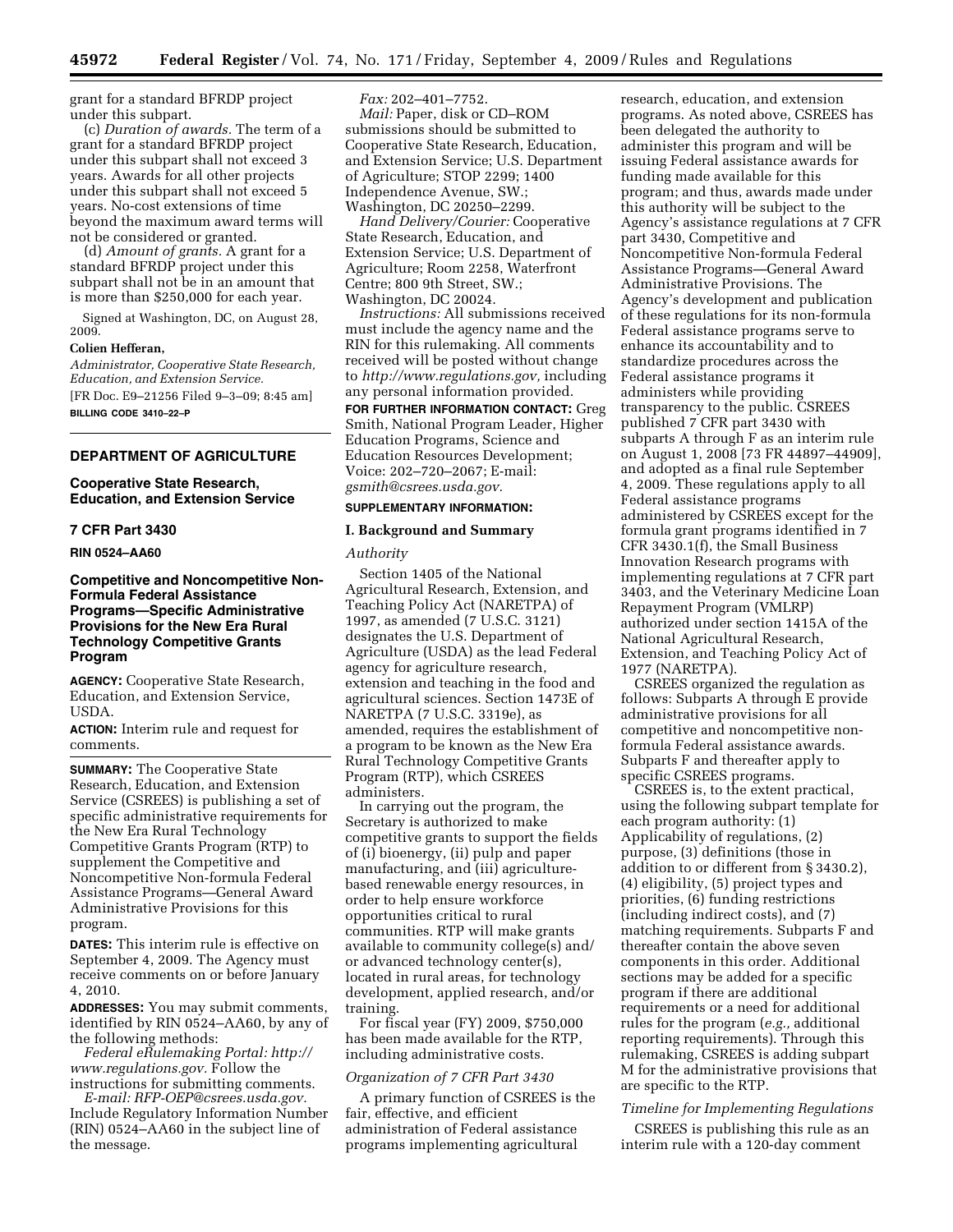grant for a standard BFRDP project under this subpart.

(c) *Duration of awards.* The term of a grant for a standard BFRDP project under this subpart shall not exceed 3 years. Awards for all other projects under this subpart shall not exceed 5 years. No-cost extensions of time beyond the maximum award terms will not be considered or granted.

(d) *Amount of grants.* A grant for a standard BFRDP project under this subpart shall not be in an amount that is more than $250,000 for each year.

Signed at Washington, DC, on August 28, 2009.

**Colien Hefferan,**

*Administrator, Cooperative State Research, Education, and Extension Service.*

[FR Doc. E9–21256 Filed 9–3–09; 8:45 am]

**BILLING CODE 3410–22–P**

---

## DEPARTMENT OF AGRICULTURE

### Cooperative State Research, Education, and Extension Service

### 7 CFR Part 3430

### RIN 0524–AA60

### Competitive and Noncompetitive Non-Formula Federal Assistance Programs—Specific Administrative Provisions for the New Era Rural Technology Competitive Grants Program

**AGENCY:** Cooperative State Research, Education, and Extension Service, USDA.

**ACTION:** Interim rule and request for comments.

**SUMMARY:** The Cooperative State Research, Education, and Extension Service (CSREES) is publishing a set of specific administrative requirements for the New Era Rural Technology Competitive Grants Program (RTP) to supplement the Competitive and Noncompetitive Non-formula Federal Assistance Programs—General Award Administrative Provisions for this program.

**DATES:** This interim rule is effective on September 4, 2009. The Agency must receive comments on or before January 4, 2010.

**ADDRESSES:** You may submit comments, identified by RIN 0524–AA60, by any of the following methods:

*Federal eRulemaking Portal: http://www.regulations.gov.* Follow the instructions for submitting comments.

*E-mail: RFP-OEP@csrees.usda.gov.* Include Regulatory Information Number (RIN) 0524–AA60 in the subject line of the message.

*Fax:* 202–401–7752.

*Mail:* Paper, disk or CD–ROM submissions should be submitted to Cooperative State Research, Education, and Extension Service; U.S. Department of Agriculture; STOP 2299; 1400 Independence Avenue, SW.; Washington, DC 20250–2299.

*Hand Delivery/Courier:* Cooperative State Research, Education, and Extension Service; U.S. Department of Agriculture; Room 2258, Waterfront Centre; 800 9th Street, SW.; Washington, DC 20024.

*Instructions:* All submissions received must include the agency name and the RIN for this rulemaking. All comments received will be posted without change to *http://www.regulations.gov,* including any personal information provided.

**FOR FURTHER INFORMATION CONTACT:** Greg Smith, National Program Leader, Higher Education Programs, Science and Education Resources Development; Voice: 202–720–2067; E-mail: *gsmith@csrees.usda.gov.*

**SUPPLEMENTARY INFORMATION:**

#### I. Background and Summary

*Authority*

Section 1405 of the National Agricultural Research, Extension, and Teaching Policy Act (NARETPA) of 1997, as amended (7 U.S.C. 3121) designates the U.S. Department of Agriculture (USDA) as the lead Federal agency for agriculture research, extension and teaching in the food and agricultural sciences. Section 1473E of NARETPA (7 U.S.C. 3319e), as amended, requires the establishment of a program to be known as the New Era Rural Technology Competitive Grants Program (RTP), which CSREES administers.

In carrying out the program, the Secretary is authorized to make competitive grants to support the fields of (i) bioenergy, (ii) pulp and paper manufacturing, and (iii) agriculture-based renewable energy resources, in order to help ensure workforce opportunities critical to rural communities. RTP will make grants available to community college(s) and/or advanced technology center(s), located in rural areas, for technology development, applied research, and/or training.

For fiscal year (FY) 2009, $750,000 has been made available for the RTP, including administrative costs.

*Organization of 7 CFR Part 3430*

A primary function of CSREES is the fair, effective, and efficient administration of Federal assistance programs implementing agricultural research, education, and extension programs. As noted above, CSREES has been delegated the authority to administer this program and will be issuing Federal assistance awards for funding made available for this program; and thus, awards made under this authority will be subject to the Agency's assistance regulations at 7 CFR part 3430, Competitive and Noncompetitive Non-formula Federal Assistance Programs—General Award Administrative Provisions. The Agency's development and publication of these regulations for its non-formula Federal assistance programs serve to enhance its accountability and to standardize procedures across the Federal assistance programs it administers while providing transparency to the public. CSREES published 7 CFR part 3430 with subparts A through F as an interim rule on August 1, 2008 [73 FR 44897–44909], and adopted as a final rule September 4, 2009. These regulations apply to all Federal assistance programs administered by CSREES except for the formula grant programs identified in 7 CFR 3430.1(f), the Small Business Innovation Research programs with implementing regulations at 7 CFR part 3403, and the Veterinary Medicine Loan Repayment Program (VMLRP) authorized under section 1415A of the National Agricultural Research, Extension, and Teaching Policy Act of 1977 (NARETPA).

CSREES organized the regulation as follows: Subparts A through E provide administrative provisions for all competitive and noncompetitive non-formula Federal assistance awards. Subparts F and thereafter apply to specific CSREES programs.

CSREES is, to the extent practical, using the following subpart template for each program authority: (1) Applicability of regulations, (2) purpose, (3) definitions (those in addition to or different from § 3430.2), (4) eligibility, (5) project types and priorities, (6) funding restrictions (including indirect costs), and (7) matching requirements. Subparts F and thereafter contain the above seven components in this order. Additional sections may be added for a specific program if there are additional requirements or a need for additional rules for the program (*e.g.,* additional reporting requirements). Through this rulemaking, CSREES is adding subpart M for the administrative provisions that are specific to the RTP.

*Timeline for Implementing Regulations*

CSREES is publishing this rule as an interim rule with a 120-day comment